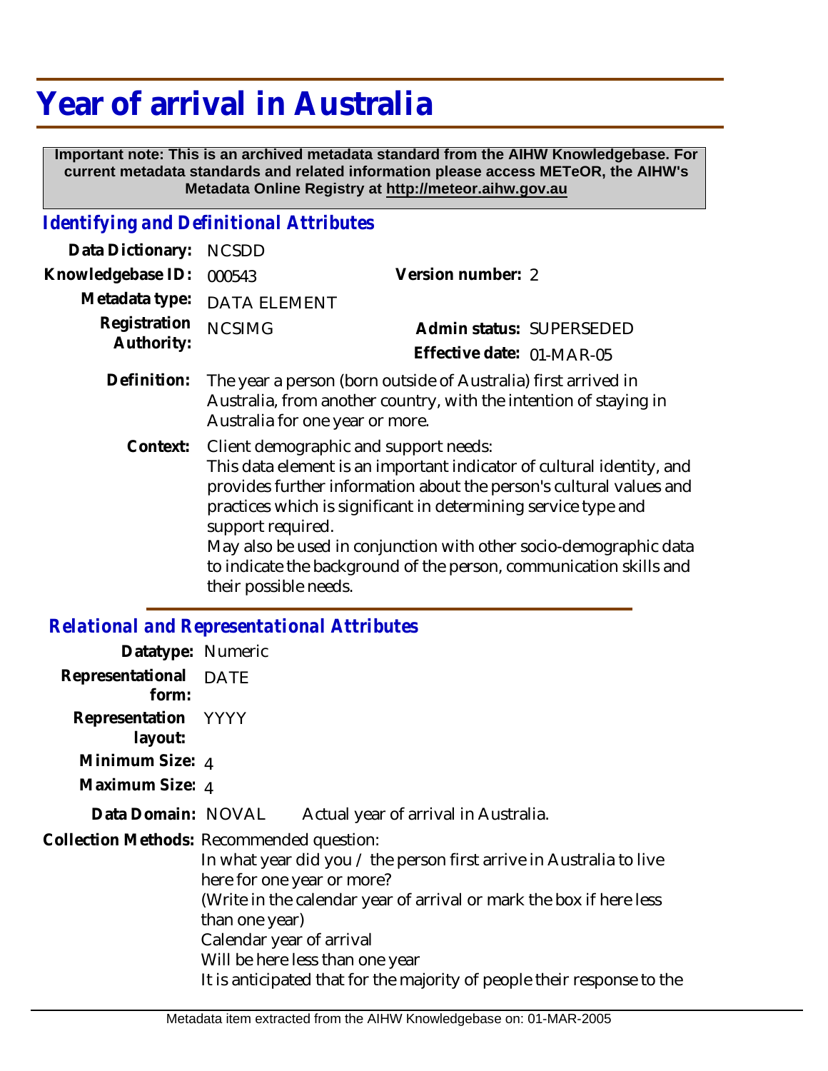# Year of arrival in Australia

**Important note: This is an archived metadata standard from the AIHW Knowledgebase. For current metadata standards and related information please access METeOR, the AIHW's Metadata Online Registry at http://meteor.aihw.gov.au**

## *Identifying and Definitional Attributes*

| | | | |
|---|---|---|---|
| **Data Dictionary:** | NCSDD | | |
| **Knowledgebase ID:** | 000543 | **Version number:** | 2 |
| **Metadata type:** | DATA ELEMENT | | |
| **Registration Authority:** | NCSIMG | **Admin status:** | SUPERSEDED |
| | | **Effective date:** | 01-MAR-05 |

**Definition:** The year a person (born outside of Australia) first arrived in Australia, from another country, with the intention of staying in Australia for one year or more.

**Context:** Client demographic and support needs:
This data element is an important indicator of cultural identity, and provides further information about the person's cultural values and practices which is significant in determining service type and support required.
May also be used in conjunction with other socio-demographic data to indicate the background of the person, communication skills and their possible needs.

## *Relational and Representational Attributes*

**Datatype:** Numeric

**Representational form:** DATE

**Representation layout:** YYYY

**Minimum Size:** 4

**Maximum Size:** 4

**Data Domain:** NOVAL Actual year of arrival in Australia.

**Collection Methods:** Recommended question:
In what year did you / the person first arrive in Australia to live here for one year or more?
(Write in the calendar year of arrival or mark the box if here less than one year)
Calendar year of arrival
Will be here less than one year
It is anticipated that for the majority of people their response to the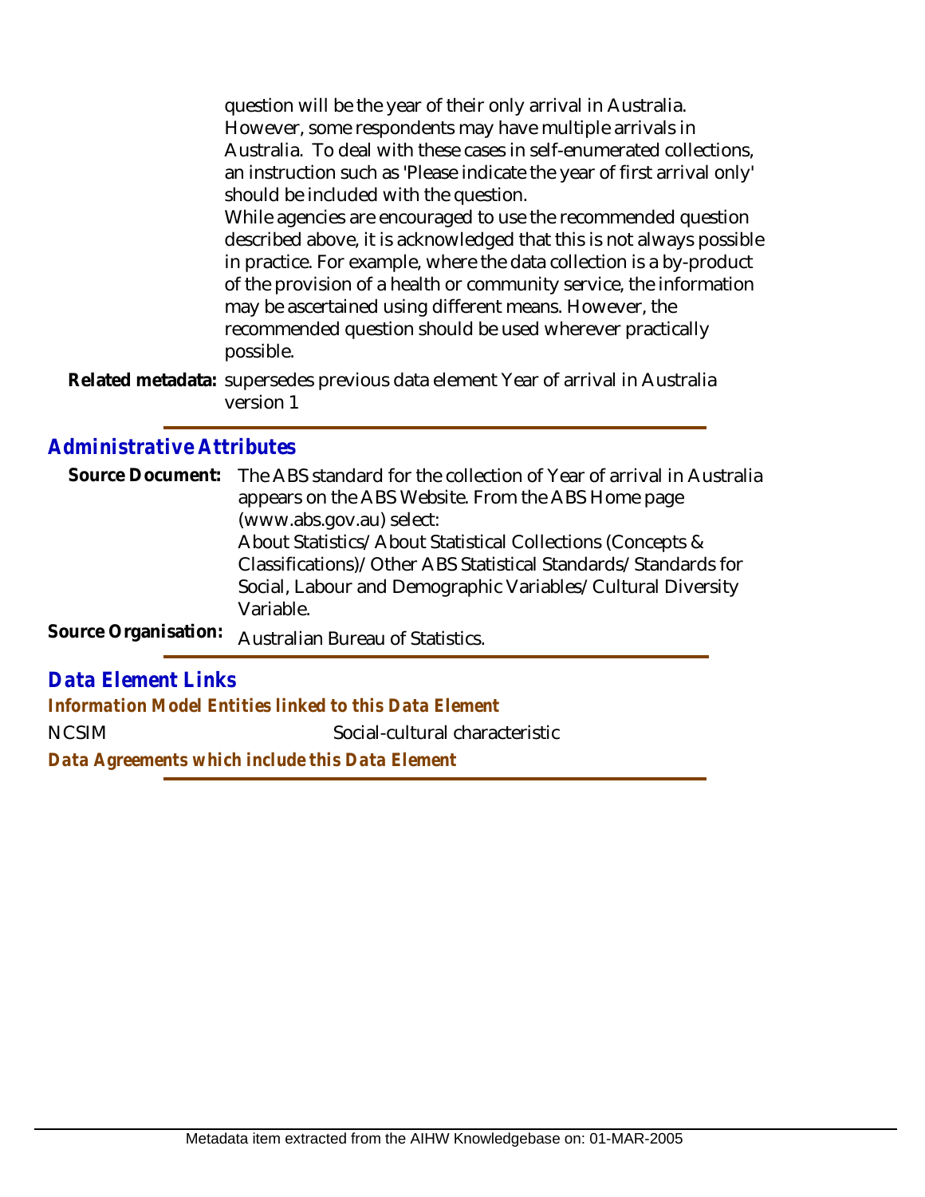question will be the year of their only arrival in Australia. However, some respondents may have multiple arrivals in Australia. To deal with these cases in self-enumerated collections, an instruction such as 'Please indicate the year of first arrival only' should be included with the question.

While agencies are encouraged to use the recommended question described above, it is acknowledged that this is not always possible in practice. For example, where the data collection is a by-product of the provision of a health or community service, the information may be ascertained using different means. However, the recommended question should be used wherever practically possible.

**Related metadata:** supersedes previous data element Year of arrival in Australia version 1

## Administrative Attributes

**Source Document:** The ABS standard for the collection of Year of arrival in Australia appears on the ABS Website. From the ABS Home page (www.abs.gov.au) select:
About Statistics/About Statistical Collections (Concepts & Classifications)/Other ABS Statistical Standards/Standards for Social, Labour and Demographic Variables/Cultural Diversity Variable.

**Source Organisation:** Australian Bureau of Statistics.

## Data Element Links

### Information Model Entities linked to this Data Element

| | |
|---|---|
| NCSIM | Social-cultural characteristic |

### Data Agreements which include this Data Element

Metadata item extracted from the AIHW Knowledgebase on: 01-MAR-2005